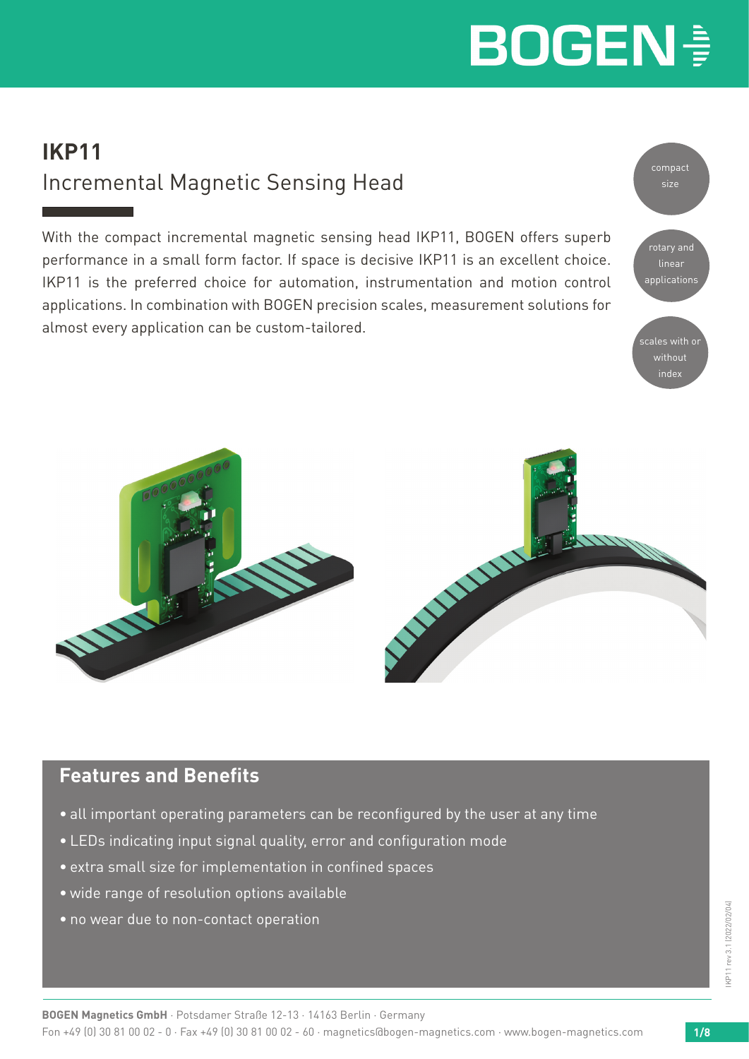# IKP11

## Incremental Magnetic Sensing Head

With the compact incremental magnetic sensing head IKP11, BOGEN offers superb performance in a small form factor. If space is decisive IKP11 is an excellent choice. IKP11 is the preferred choice for automation, instrumentation and motion control applications. In combination with BOGEN precision scales, measurement solutions for almost every application can be custom-tailored.

compact size

rotary and linear applications

scales with or without index

## Features and Benefits

- all important operating parameters can be reconfigured by the user at any time
- LEDs indicating input signal quality, error and configuration mode
- extra small size for implementation in confined spaces
- wide range of resolution options available
- no wear due to non-contact operation

**BOGEN Magnetics GmbH** · Potsdamer Straße 12-13 · 14163 Berlin · Germany
Fon +49 (0) 30 81 00 02 - 0 · Fax +49 (0) 30 81 00 02 - 60 · magnetics@bogen-magnetics.com · www.bogen-magnetics.com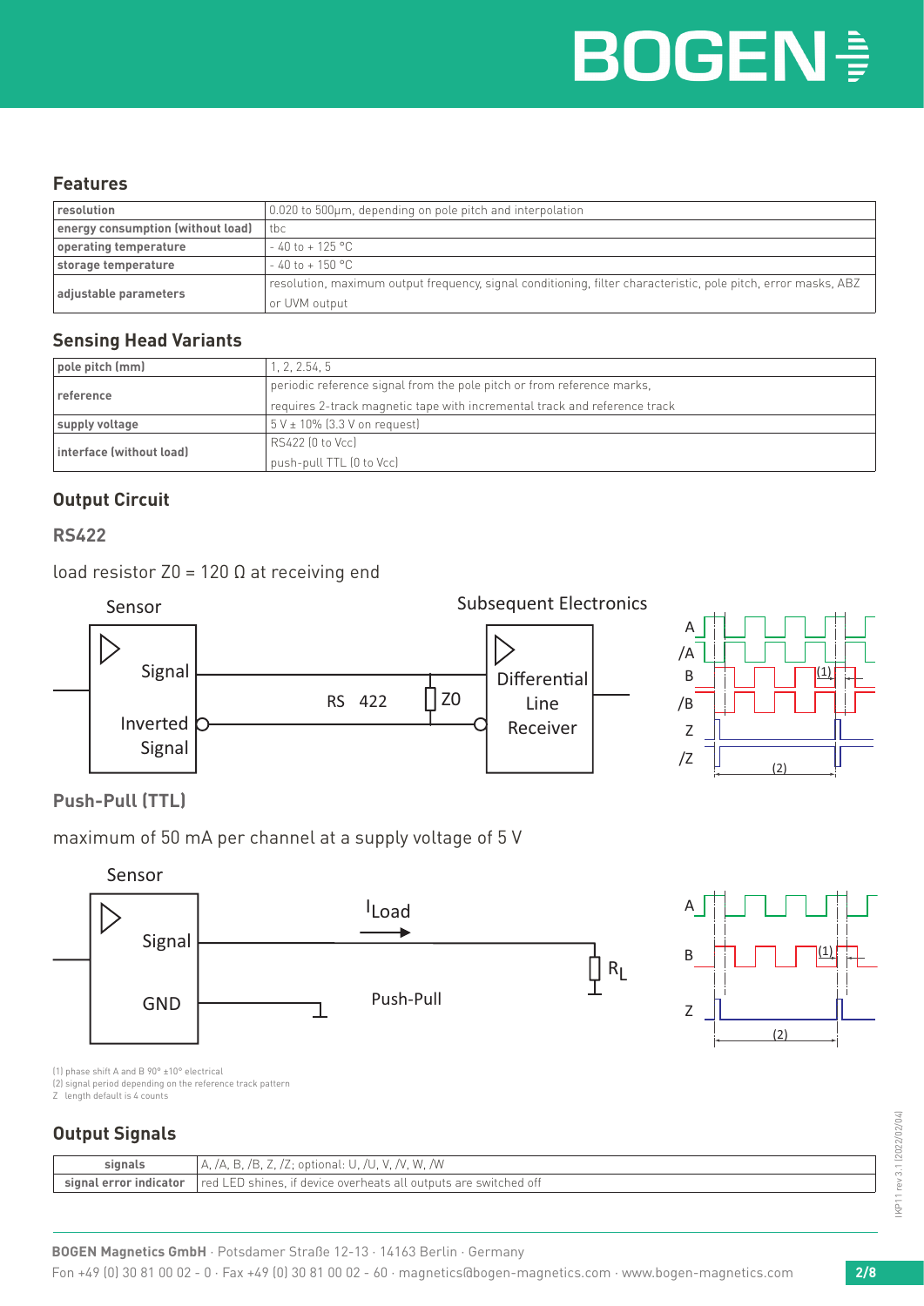## Features

| resolution | 0.020 to 500µm, depending on pole pitch and interpolation |
|---|---|
| energy consumption (without load) | tbc |
| operating temperature | - 40 to + 125 °C |
| storage temperature | - 40 to + 150 °C |
| adjustable parameters | resolution, maximum output frequency, signal conditioning, filter characteristic, pole pitch, error masks, ABZ or UVM output |

## Sensing Head Variants

| pole pitch (mm) | 1, 2, 2.54, 5 |
|---|---|
| reference | periodic reference signal from the pole pitch or from reference marks, requires 2-track magnetic tape with incremental track and reference track |
| supply voltage | 5 V ± 10% (3.3 V on request) |
| interface (without load) | RS422 (0 to Vcc) push-pull TTL (0 to Vcc) |

## Output Circuit

### RS422

load resistor Z0 = 120 Ω at receiving end

Sensor — Signal / Inverted Signal — RS 422 — Z0 — Subsequent Electronics: Differential Line Receiver

A, /A, B, /B, Z, /Z — (1), (2)

### Push-Pull (TTL)

maximum of 50 mA per channel at a supply voltage of 5 V

Sensor — Signal / GND — $I_{Load}$ — Push-Pull — $R_L$

A, B, Z — (1), (2)

(1) phase shift A and B 90° ±10° electrical
(2) signal period depending on the reference track pattern
Z length default is 4 counts

## Output Signals

| signals | A, /A, B, /B, Z, /Z; optional: U, /U, V, /V, W, /W |
|---|---|
| signal error indicator | red LED shines, if device overheats all outputs are switched off |

**BOGEN Magnetics GmbH** · Potsdamer Straße 12-13 · 14163 Berlin · Germany
Fon +49 (0) 30 81 00 02 - 0 · Fax +49 (0) 30 81 00 02 - 60 · magnetics@bogen-magnetics.com · www.bogen-magnetics.com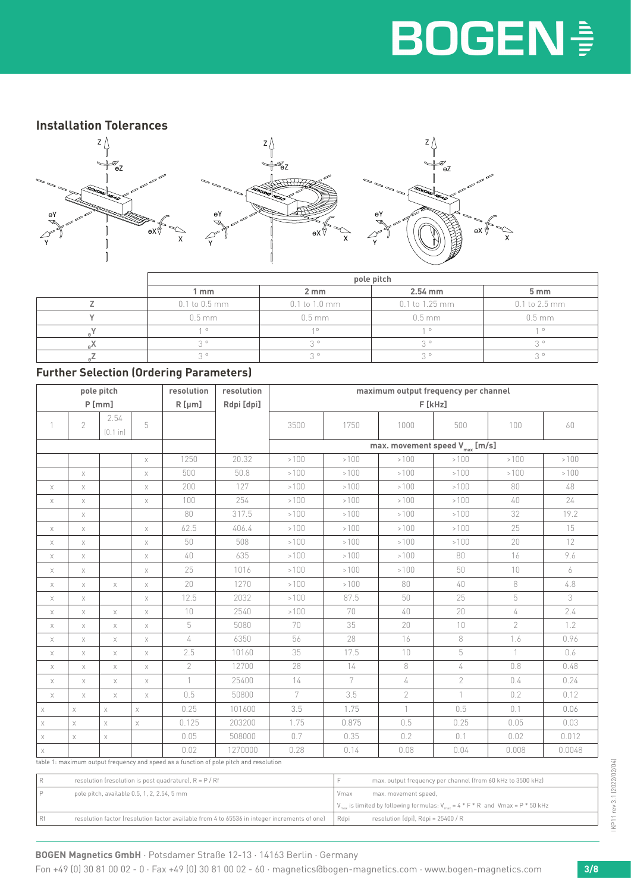## Installation Tolerances

| | pole pitch | | | |
|---|---|---|---|---|
| | 1 mm | 2 mm | 2.54 mm | 5 mm |
| Z | 0.1 to 0.5 mm | 0.1 to 1.0 mm | 0.1 to 1.25 mm | 0.1 to 2.5 mm |
| Y | 0.5 mm | 0.5 mm | 0.5 mm | 0.5 mm |
| $_\theta Y$ | 1 ° | 1° | 1 ° | 1 ° |
| $_\theta X$ | 3 ° | 3 ° | 3 ° | 3 ° |
| $_\theta Z$ | 3 ° | 3 ° | 3 ° | 3 ° |

## Further Selection (Ordering Parameters)

| pole pitch P [mm] | | | | resolution R [µm] | resolution Rdpi [dpi] | maximum output frequency per channel F [kHz] | | | | | |
|---|---|---|---|---|---|---|---|---|---|---|---|
| 1 | 2 | 2.54 (0.1 in) | 5 | | | 3500 | 1750 | 1000 | 500 | 100 | 60 |
| | | | | | | max. movement speed $V_{max}$ [m/s] | | | | | |
| | | | x | 1250 | 20.32 | >100 | >100 | >100 | >100 | >100 | >100 |
| | x | | x | 500 | 50.8 | >100 | >100 | >100 | >100 | >100 | >100 |
| x | x | | x | 200 | 127 | >100 | >100 | >100 | >100 | 80 | 48 |
| x | x | | x | 100 | 254 | >100 | >100 | >100 | >100 | 40 | 24 |
| | x | | | 80 | 317.5 | >100 | >100 | >100 | >100 | 32 | 19.2 |
| x | x | | x | 62.5 | 406.4 | >100 | >100 | >100 | >100 | 25 | 15 |
| x | x | | x | 50 | 508 | >100 | >100 | >100 | >100 | 20 | 12 |
| x | x | | x | 40 | 635 | >100 | >100 | >100 | 80 | 16 | 9.6 |
| x | x | | x | 25 | 1016 | >100 | >100 | >100 | 50 | 10 | 6 |
| x | x | x | x | 20 | 1270 | >100 | >100 | 80 | 40 | 8 | 4.8 |
| x | x | | x | 12.5 | 2032 | >100 | 87.5 | 50 | 25 | 5 | 3 |
| x | x | x | x | 10 | 2540 | >100 | 70 | 40 | 20 | 4 | 2.4 |
| x | x | x | x | 5 | 5080 | 70 | 35 | 20 | 10 | 2 | 1.2 |
| x | x | x | x | 4 | 6350 | 56 | 28 | 16 | 8 | 1.6 | 0.96 |
| x | x | x | x | 2.5 | 10160 | 35 | 17.5 | 10 | 5 | 1 | 0.6 |
| x | x | x | x | 2 | 12700 | 28 | 14 | 8 | 4 | 0.8 | 0.48 |
| x | x | x | x | 1 | 25400 | 14 | 7 | 4 | 2 | 0.4 | 0.24 |
| x | x | x | x | 0.5 | 50800 | 7 | 3.5 | 2 | 1 | 0.2 | 0.12 |
| x | x | x | x | 0.25 | 101600 | 3.5 | 1.75 | 1 | 0.5 | 0.1 | 0.06 |
| x | x | x | x | 0.125 | 203200 | 1.75 | 0.875 | 0.5 | 0.25 | 0.05 | 0.03 |
| x | x | x | | 0.05 | 508000 | 0.7 | 0.35 | 0.2 | 0.1 | 0.02 | 0.012 |
| x | | | | 0.02 | 1270000 | 0.28 | 0.14 | 0.08 | 0.04 | 0.008 | 0.0048 |

table 1: maximum output frequency and speed as a function of pole pitch and resolution

| | | | |
|---|---|---|---|
| R | resolution (resolution is post quadrature), R = P / Rf | F | max. output frequency per channel (from 60 kHz to 3500 kHz) |
| P | pole pitch, available 0.5, 1, 2, 2.54, 5 mm | Vmax | max. movement speed, $V_{max}$ is limited by following formulas: $V_{max} = 4 * F * R$ and $Vmax = P * 50$ kHz |
| Rf | resolution factor (resolution factor available from 4 to 65536 in integer increments of one) | Rdpi | resolution [dpi], Rdpi = 25400 / R |

**BOGEN Magnetics GmbH** · Potsdamer Straße 12-13 · 14163 Berlin · Germany

Fon +49 (0) 30 81 00 02 - 0 · Fax +49 (0) 30 81 00 02 - 60 · magnetics@bogen-magnetics.com · www.bogen-magnetics.com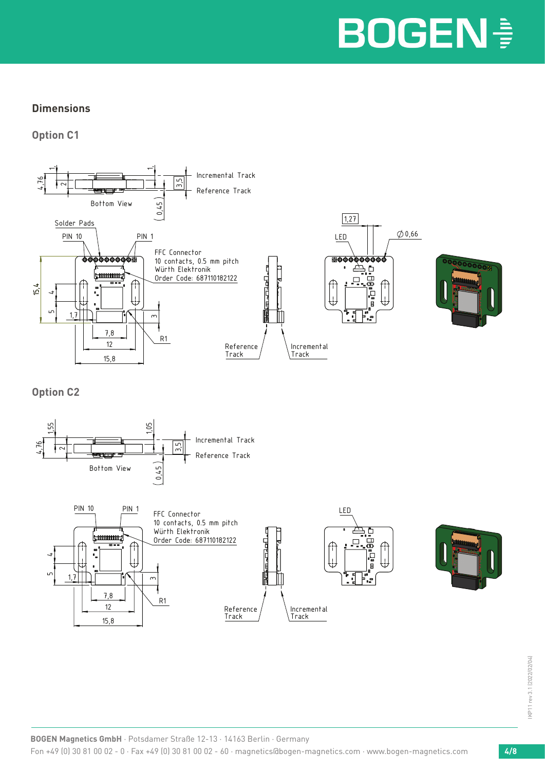## Dimensions

### Option C1

Bottom View

Incremental Track

Reference Track

Solder Pads

PIN 10

PIN 1

FFC Connector
10 contacts, 0.5 mm pitch
Würth Elektronik
Order Code: 687110182122

LED

Reference Track

Incremental Track

### Option C2

Bottom View

Incremental Track

Reference Track

PIN 10

PIN 1

FFC Connector
10 contacts, 0.5 mm pitch
Würth Elektronik
Order Code: 687110182122

LED

Reference Track

Incremental Track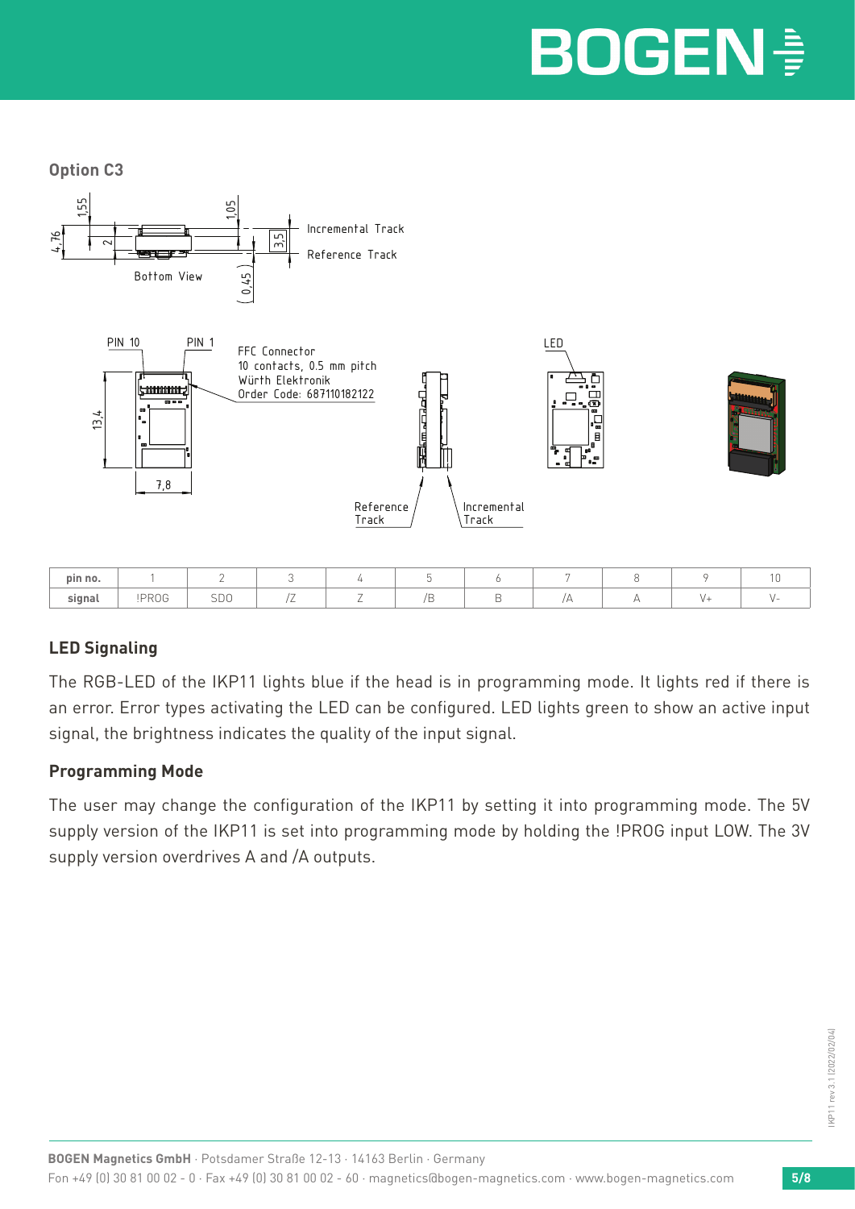**Option C3**

| pin no. | 1 | 2 | 3 | 4 | 5 | 6 | 7 | 8 | 9 | 10 |
|---|---|---|---|---|---|---|---|---|---|---|
| signal | !PROG | SDO | /Z | Z | /B | B | /A | A | V+ | V- |

### LED Signaling

The RGB-LED of the IKP11 lights blue if the head is in programming mode. It lights red if there is an error. Error types activating the LED can be configured. LED lights green to show an active input signal, the brightness indicates the quality of the input signal.

### Programming Mode

The user may change the configuration of the IKP11 by setting it into programming mode. The 5V supply version of the IKP11 is set into programming mode by holding the !PROG input LOW. The 3V supply version overdrives A and /A outputs.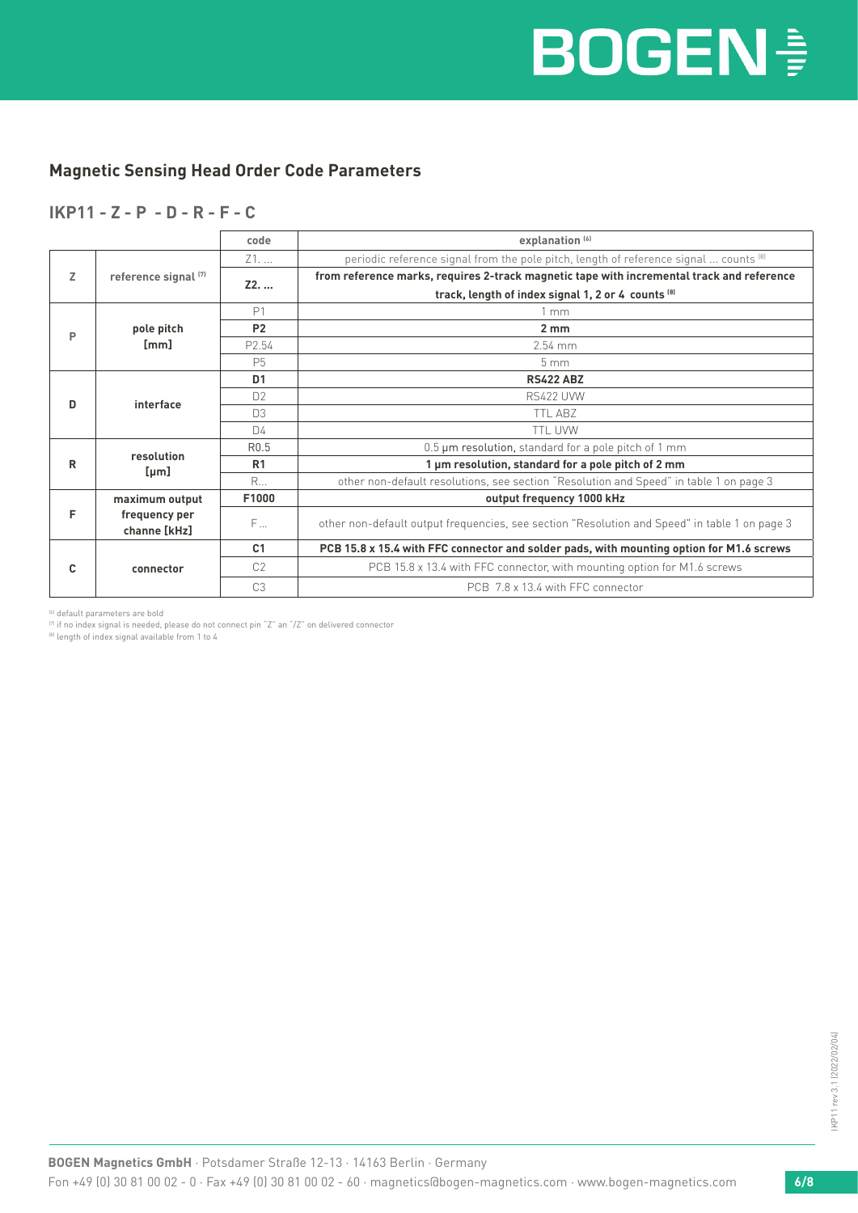## Magnetic Sensing Head Order Code Parameters

### IKP11 - Z - P - D - R - F - C

| | | code | explanation [6] |
|---|---|---|---|
| Z | reference signal [7] | Z1. ... | periodic reference signal from the pole pitch, length of reference signal ... counts [8] |
| | | **Z2. ...** | **from reference marks, requires 2-track magnetic tape with incremental track and reference track, length of index signal 1, 2 or 4 counts [8]** |
| P | pole pitch [mm] | P1 | 1 mm |
| | | **P2** | **2 mm** |
| | | P2.54 | 2.54 mm |
| | | P5 | 5 mm |
| D | interface | **D1** | **RS422 ABZ** |
| | | D2 | RS422 UVW |
| | | D3 | TTL ABZ |
| | | D4 | TTL UVW |
| R | resolution [µm] | R0.5 | 0.5 µm resolution, standard for a pole pitch of 1 mm |
| | | **R1** | **1 µm resolution, standard for a pole pitch of 2 mm** |
| | | R... | other non-default resolutions, see section "Resolution and Speed" in table 1 on page 3 |
| F | maximum output frequency per channe [kHz] | **F1000** | **output frequency 1000 kHz** |
| | | F ... | other non-default output frequencies, see section "Resolution and Speed" in table 1 on page 3 |
| C | connector | **C1** | **PCB 15.8 x 15.4 with FFC connector and solder pads, with mounting option for M1.6 screws** |
| | | C2 | PCB 15.8 x 13.4 with FFC connector, with mounting option for M1.6 screws |
| | | C3 | PCB 7.8 x 13.4 with FFC connector |

[6] default parameters are bold
[7] if no index signal is needed, please do not connect pin "Z" an "/Z" on delivered connector
[8] length of index signal available from 1 to 4

**BOGEN Magnetics GmbH** · Potsdamer Straße 12-13 · 14163 Berlin · Germany
Fon +49 (0) 30 81 00 02 - 0 · Fax +49 (0) 30 81 00 02 - 60 · magnetics@bogen-magnetics.com · www.bogen-magnetics.com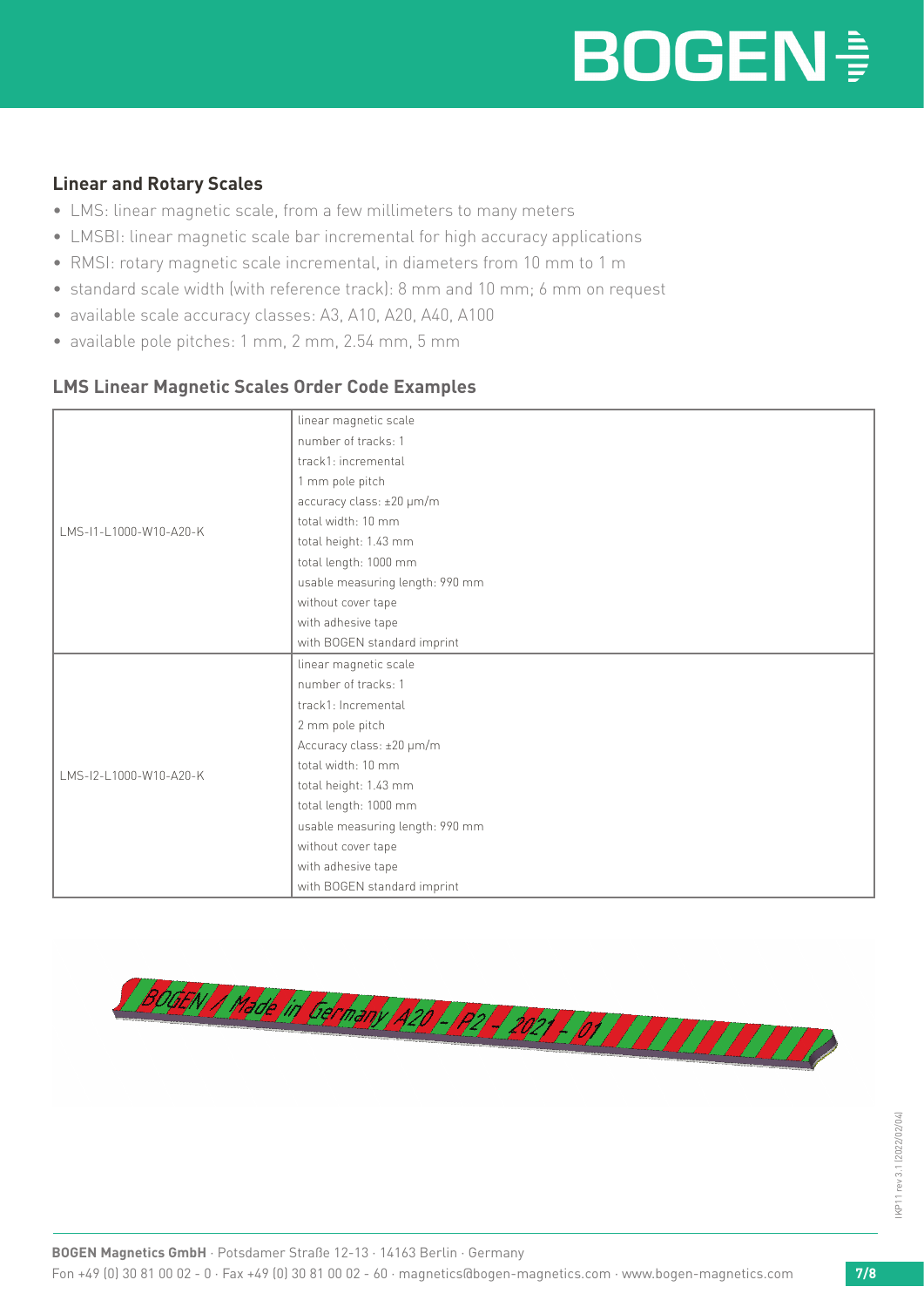## Linear and Rotary Scales

- LMS: linear magnetic scale, from a few millimeters to many meters
- LMSBI: linear magnetic scale bar incremental for high accuracy applications
- RMSI: rotary magnetic scale incremental, in diameters from 10 mm to 1 m
- standard scale width (with reference track): 8 mm and 10 mm; 6 mm on request
- available scale accuracy classes: A3, A10, A20, A40, A100
- available pole pitches: 1 mm, 2 mm, 2.54 mm, 5 mm

## LMS Linear Magnetic Scales Order Code Examples

| | |
|---|---|
| LMS-I1-L1000-W10-A20-K | linear magnetic scale<br>number of tracks: 1<br>track1: incremental<br>1 mm pole pitch<br>accuracy class: ±20 µm/m<br>total width: 10 mm<br>total height: 1.43 mm<br>total length: 1000 mm<br>usable measuring length: 990 mm<br>without cover tape<br>with adhesive tape<br>with BOGEN standard imprint |
| LMS-I2-L1000-W10-A20-K | linear magnetic scale<br>number of tracks: 1<br>track1: Incremental<br>2 mm pole pitch<br>Accuracy class: ±20 µm/m<br>total width: 10 mm<br>total height: 1.43 mm<br>total length: 1000 mm<br>usable measuring length: 990 mm<br>without cover tape<br>with adhesive tape<br>with BOGEN standard imprint |

BOGEN / Made in Germany A20 - P2 - 2021 - 01

IKP11 rev 3.1 (2022/02/04)

**BOGEN Magnetics GmbH** · Potsdamer Straße 12-13 · 14163 Berlin · Germany
Fon +49 (0) 30 81 00 02 - 0 · Fax +49 (0) 30 81 00 02 - 60 · magnetics@bogen-magnetics.com · www.bogen-magnetics.com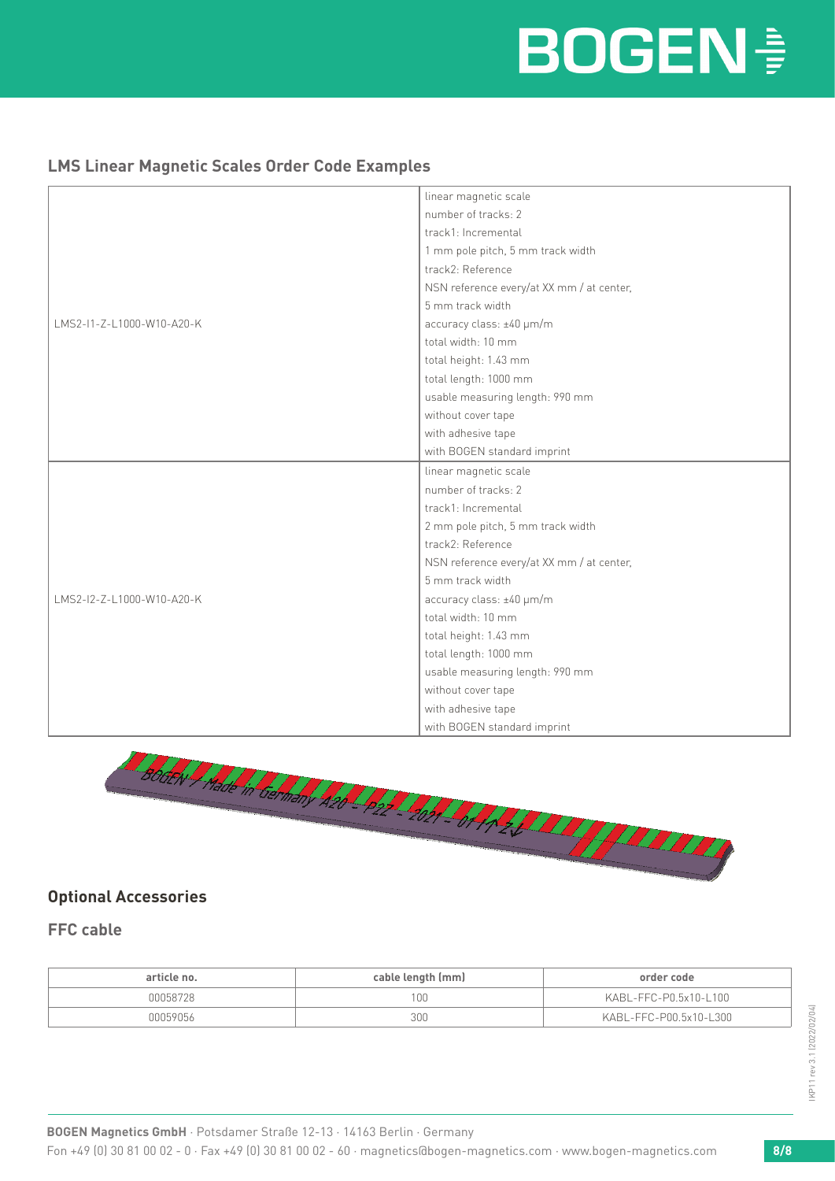## LMS Linear Magnetic Scales Order Code Examples

| | |
|---|---|
| LMS2-I1-Z-L1000-W10-A20-K | linear magnetic scale<br>number of tracks: 2<br>track1: Incremental<br>1 mm pole pitch, 5 mm track width<br>track2: Reference<br>NSN reference every/at XX mm / at center,<br>5 mm track width<br>accuracy class: ±40 µm/m<br>total width: 10 mm<br>total height: 1.43 mm<br>total length: 1000 mm<br>usable measuring length: 990 mm<br>without cover tape<br>with adhesive tape<br>with BOGEN standard imprint |
| LMS2-I2-Z-L1000-W10-A20-K | linear magnetic scale<br>number of tracks: 2<br>track1: Incremental<br>2 mm pole pitch, 5 mm track width<br>track2: Reference<br>NSN reference every/at XX mm / at center,<br>5 mm track width<br>accuracy class: ±40 µm/m<br>total width: 10 mm<br>total height: 1.43 mm<br>total length: 1000 mm<br>usable measuring length: 990 mm<br>without cover tape<br>with adhesive tape<br>with BOGEN standard imprint |

## Optional Accessories

### FFC cable

| article no. | cable length (mm) | order code |
|---|---|---|
| 00058728 | 100 | KABL-FFC-P0.5x10-L100 |
| 00059056 | 300 | KABL-FFC-P00.5x10-L300 |

**BOGEN Magnetics GmbH** · Potsdamer Straße 12-13 · 14163 Berlin · Germany
Fon +49 (0) 30 81 00 02 - 0 · Fax +49 (0) 30 81 00 02 - 60 · magnetics@bogen-magnetics.com · www.bogen-magnetics.com